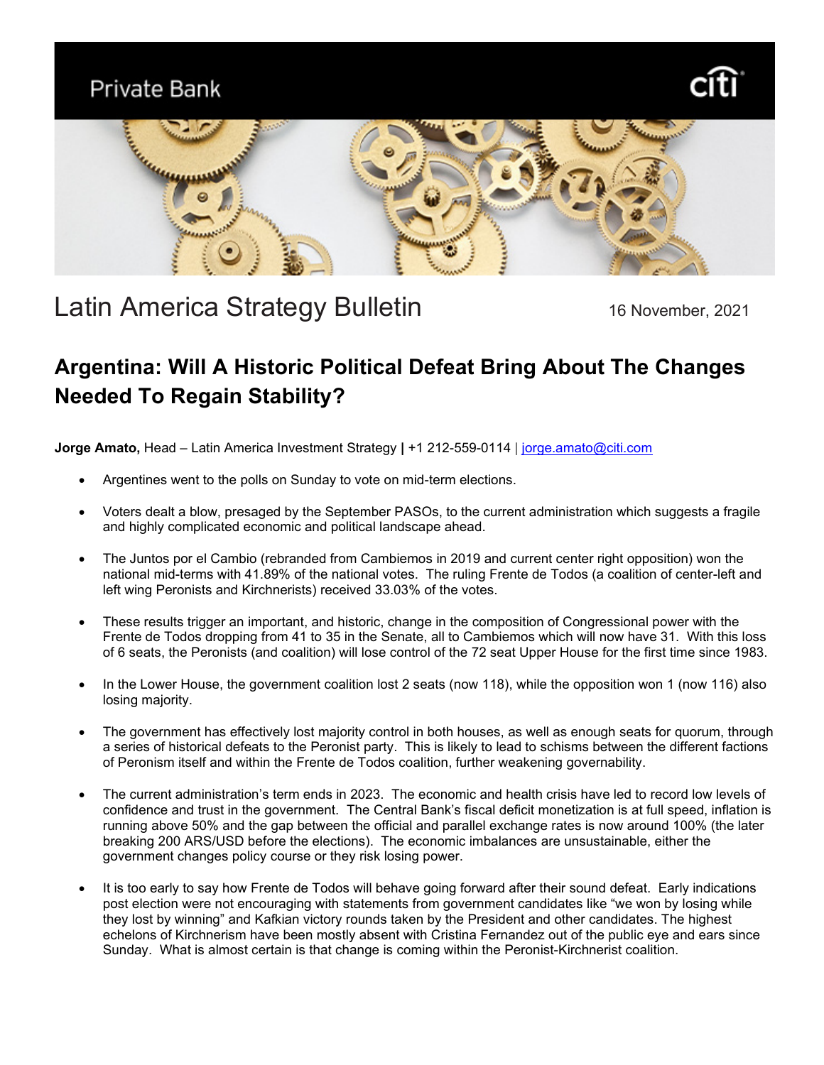Private Bank

# Latin America Strategy Bulletin

16 November, 2021

## Argentina: Will A Historic Political Defeat Bring About The Changes Needed To Regain Stability?

**Jorge Amato,** Head – Latin America Investment Strategy **|** +1 212-559-0114 | jorge.amato@citi.com

- Argentines went to the polls on Sunday to vote on mid-term elections.
- Voters dealt a blow, presaged by the September PASOs, to the current administration which suggests a fragile and highly complicated economic and political landscape ahead.
- The Juntos por el Cambio (rebranded from Cambiemos in 2019 and current center right opposition) won the national mid-terms with 41.89% of the national votes. The ruling Frente de Todos (a coalition of center-left and left wing Peronists and Kirchnerists) received 33.03% of the votes.
- These results trigger an important, and historic, change in the composition of Congressional power with the Frente de Todos dropping from 41 to 35 in the Senate, all to Cambiemos which will now have 31. With this loss of 6 seats, the Peronists (and coalition) will lose control of the 72 seat Upper House for the first time since 1983.
- In the Lower House, the government coalition lost 2 seats (now 118), while the opposition won 1 (now 116) also losing majority.
- The government has effectively lost majority control in both houses, as well as enough seats for quorum, through a series of historical defeats to the Peronist party. This is likely to lead to schisms between the different factions of Peronism itself and within the Frente de Todos coalition, further weakening governability.
- The current administration's term ends in 2023. The economic and health crisis have led to record low levels of confidence and trust in the government. The Central Bank's fiscal deficit monetization is at full speed, inflation is running above 50% and the gap between the official and parallel exchange rates is now around 100% (the later breaking 200 ARS/USD before the elections). The economic imbalances are unsustainable, either the government changes policy course or they risk losing power.
- It is too early to say how Frente de Todos will behave going forward after their sound defeat. Early indications post election were not encouraging with statements from government candidates like "we won by losing while they lost by winning" and Kafkian victory rounds taken by the President and other candidates. The highest echelons of Kirchnerism have been mostly absent with Cristina Fernandez out of the public eye and ears since Sunday. What is almost certain is that change is coming within the Peronist-Kirchnerist coalition.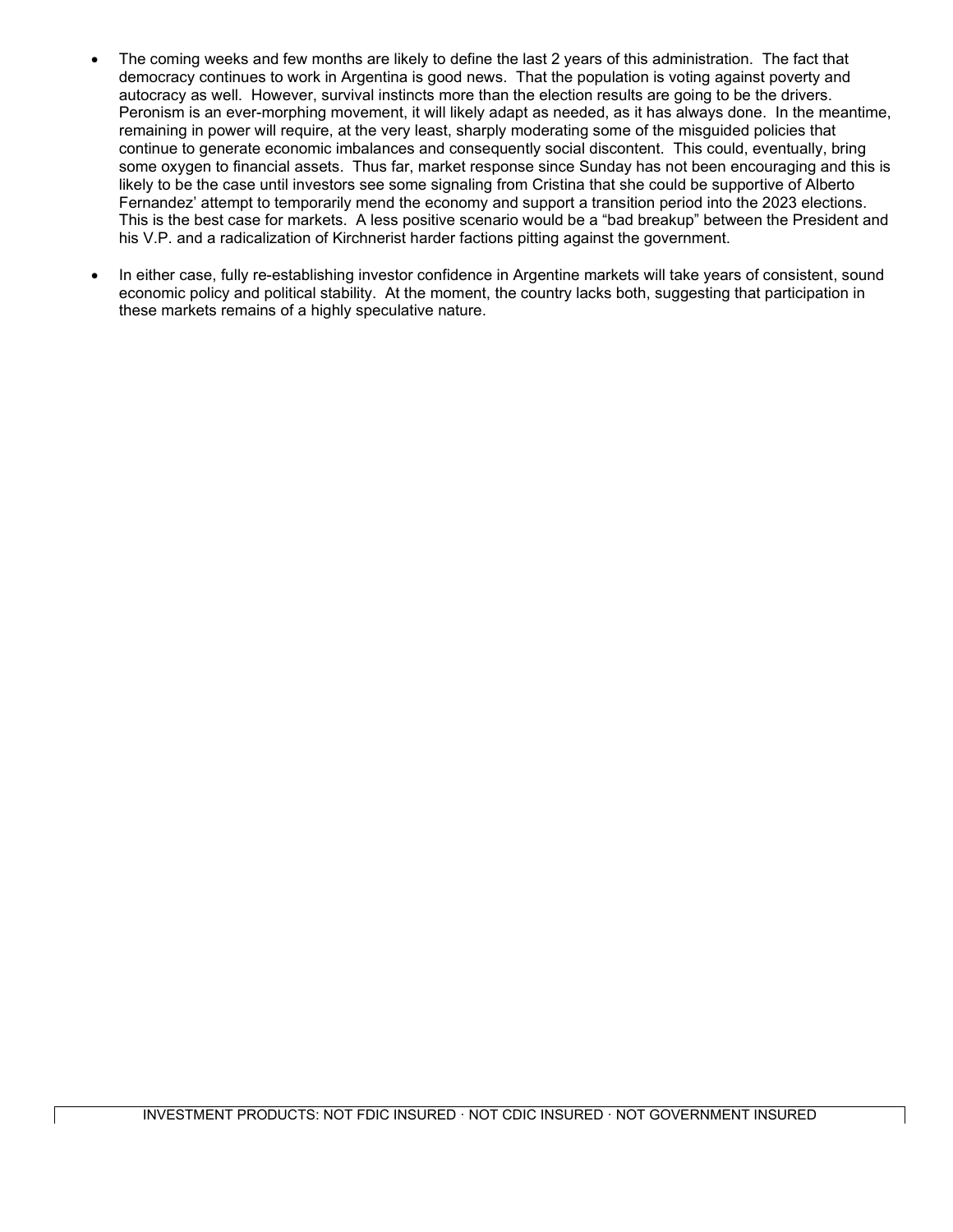- The coming weeks and few months are likely to define the last 2 years of this administration. The fact that democracy continues to work in Argentina is good news. That the population is voting against poverty and autocracy as well. However, survival instincts more than the election results are going to be the drivers. Peronism is an ever-morphing movement, it will likely adapt as needed, as it has always done. In the meantime, remaining in power will require, at the very least, sharply moderating some of the misguided policies that continue to generate economic imbalances and consequently social discontent. This could, eventually, bring some oxygen to financial assets. Thus far, market response since Sunday has not been encouraging and this is likely to be the case until investors see some signaling from Cristina that she could be supportive of Alberto Fernandez' attempt to temporarily mend the economy and support a transition period into the 2023 elections. This is the best case for markets. A less positive scenario would be a "bad breakup" between the President and his V.P. and a radicalization of Kirchnerist harder factions pitting against the government.

- In either case, fully re-establishing investor confidence in Argentine markets will take years of consistent, sound economic policy and political stability. At the moment, the country lacks both, suggesting that participation in these markets remains of a highly speculative nature.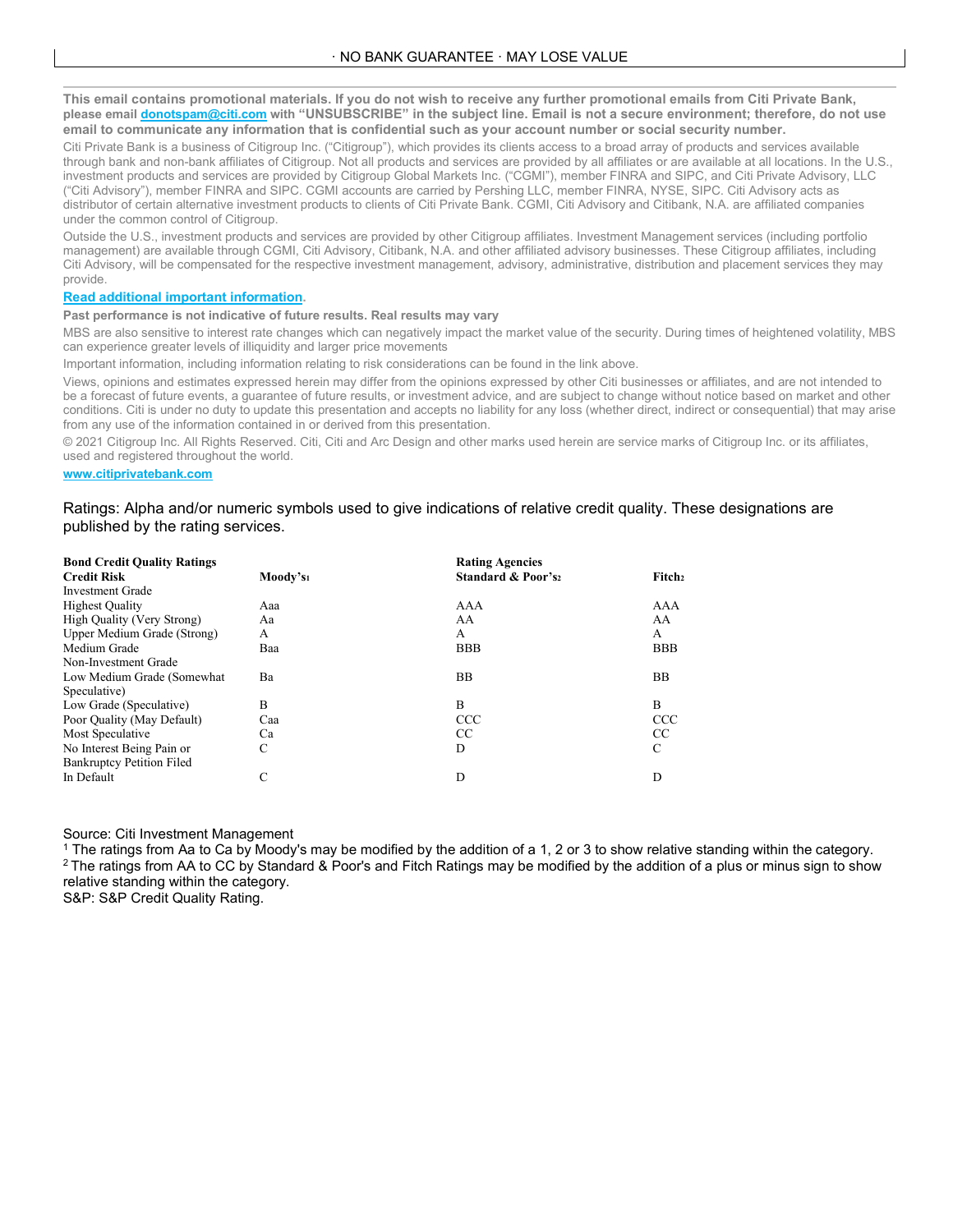· NO BANK GUARANTEE · MAY LOSE VALUE

**This email contains promotional materials. If you do not wish to receive any further promotional emails from Citi Private Bank, please email [donotspam@citi.com](mailto:donotspam@citi.com) with "UNSUBSCRIBE" in the subject line. Email is not a secure environment; therefore, do not use email to communicate any information that is confidential such as your account number or social security number.**

Citi Private Bank is a business of Citigroup Inc. ("Citigroup"), which provides its clients access to a broad array of products and services available through bank and non-bank affiliates of Citigroup. Not all products and services are provided by all affiliates or are available at all locations. In the U.S., investment products and services are provided by Citigroup Global Markets Inc. ("CGMI"), member FINRA and SIPC, and Citi Private Advisory, LLC ("Citi Advisory"), member FINRA and SIPC. CGMI accounts are carried by Pershing LLC, member FINRA, NYSE, SIPC. Citi Advisory acts as distributor of certain alternative investment products to clients of Citi Private Bank. CGMI, Citi Advisory and Citibank, N.A. are affiliated companies under the common control of Citigroup.

Outside the U.S., investment products and services are provided by other Citigroup affiliates. Investment Management services (including portfolio management) are available through CGMI, Citi Advisory, Citibank, N.A. and other affiliated advisory businesses. These Citigroup affiliates, including Citi Advisory, will be compensated for the respective investment management, advisory, administrative, distribution and placement services they may provide.

**Read additional important information.**

**Past performance is not indicative of future results. Real results may vary**

MBS are also sensitive to interest rate changes which can negatively impact the market value of the security. During times of heightened volatility, MBS can experience greater levels of illiquidity and larger price movements

Important information, including information relating to risk considerations can be found in the link above.

Views, opinions and estimates expressed herein may differ from the opinions expressed by other Citi businesses or affiliates, and are not intended to be a forecast of future events, a guarantee of future results, or investment advice, and are subject to change without notice based on market and other conditions. Citi is under no duty to update this presentation and accepts no liability for any loss (whether direct, indirect or consequential) that may arise from any use of the information contained in or derived from this presentation.

© 2021 Citigroup Inc. All Rights Reserved. Citi, Citi and Arc Design and other marks used herein are service marks of Citigroup Inc. or its affiliates, used and registered throughout the world.

**www.citiprivatebank.com**

Ratings: Alpha and/or numeric symbols used to give indications of relative credit quality. These designations are published by the rating services.

| **Bond Credit Quality Ratings** | | **Rating Agencies** | |
|---|---|---|---|
| **Credit Risk** | **Moody's**[1] | **Standard & Poor's**[2] | **Fitch**[2] |
| Investment Grade | | | |
| Highest Quality | Aaa | AAA | AAA |
| High Quality (Very Strong) | Aa | AA | AA |
| Upper Medium Grade (Strong) | A | A | A |
| Medium Grade | Baa | BBB | BBB |
| Non-Investment Grade | | | |
| Low Medium Grade (Somewhat Speculative) | Ba | BB | BB |
| Low Grade (Speculative) | B | B | B |
| Poor Quality (May Default) | Caa | CCC | CCC |
| Most Speculative | Ca | CC | CC |
| No Interest Being Pain or Bankruptcy Petition Filed | C | D | C |
| In Default | C | D | D |

Source: Citi Investment Management

[1] The ratings from Aa to Ca by Moody's may be modified by the addition of a 1, 2 or 3 to show relative standing within the category.

[2] The ratings from AA to CC by Standard & Poor's and Fitch Ratings may be modified by the addition of a plus or minus sign to show relative standing within the category.

S&P: S&P Credit Quality Rating.